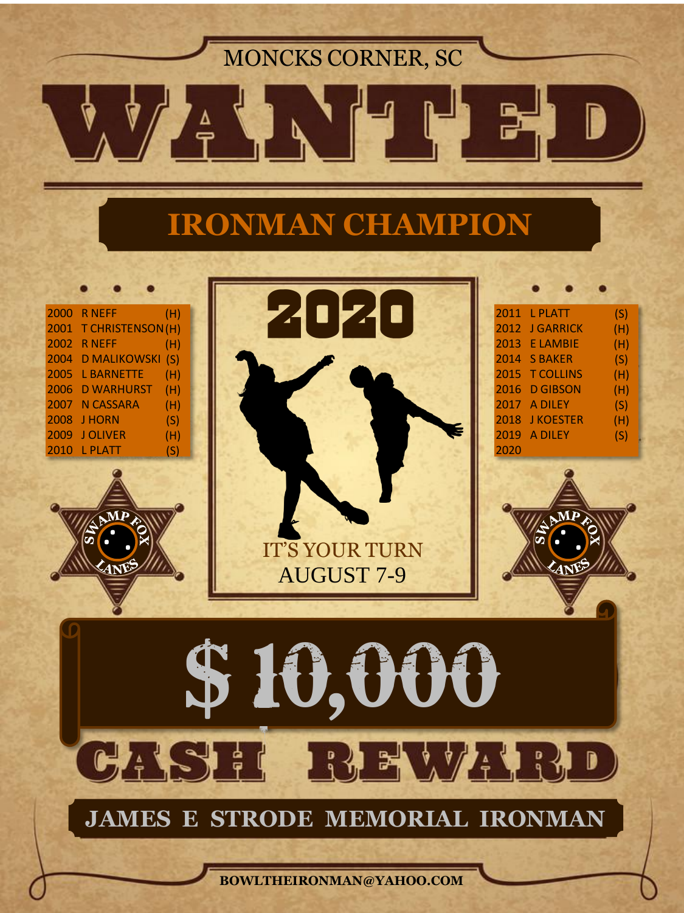MONCKS CORNER, SC

# WANTED

## IRONMAN CHAMPION

| Year | Champion | |
|---|---|---|
| 2000 | R NEFF | (H) |
| 2001 | T CHRISTENSON | (H) |
| 2002 | R NEFF | (H) |
| 2004 | D MALIKOWSKI | (S) |
| 2005 | L BARNETTE | (H) |
| 2006 | D WARHURST | (H) |
| 2007 | N CASSARA | (H) |
| 2008 | J HORN | (S) |
| 2009 | J OLIVER | (H) |
| 2010 | L PLATT | (S) |
| 2011 | L PLATT | (S) |
| 2012 | J GARRICK | (H) |
| 2013 | E LAMBIE | (H) |
| 2014 | S BAKER | (S) |
| 2015 | T COLLINS | (H) |
| 2016 | D GIBSON | (H) |
| 2017 | A DILEY | (S) |
| 2018 | J KOESTER | (H) |
| 2019 | A DILEY | (S) |
| 2020 | | |

# 2020

IT'S YOUR TURN

AUGUST 7-9

SWAMP FOX LANES

# $ 10,000

# CASH REWARD

## JAMES E STRODE MEMORIAL IRONMAN

BOWLTHEIRONMAN@YAHOO.COM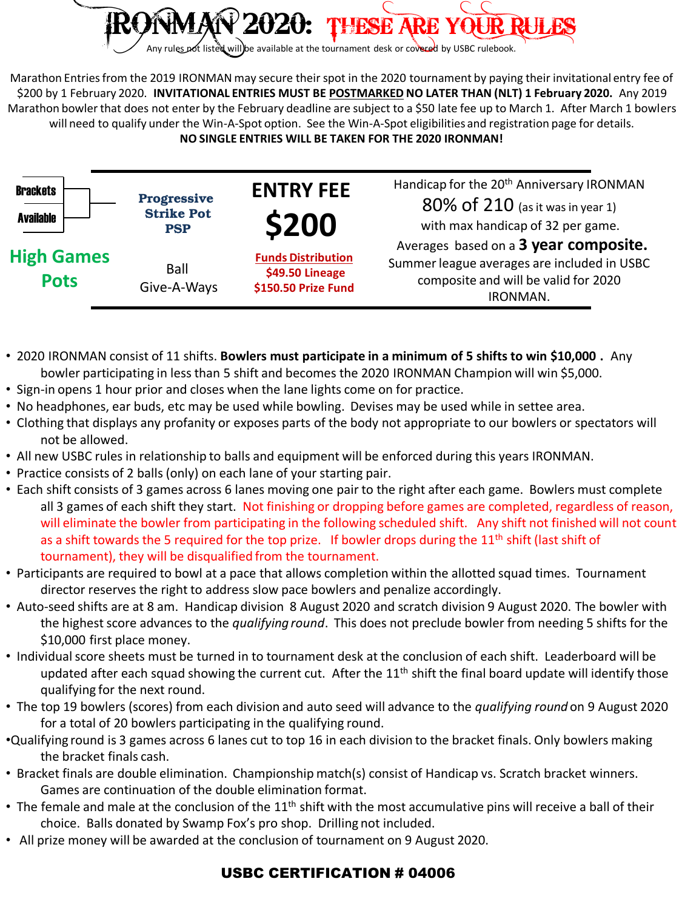# IRONMAN 2020: THESE ARE YOUR RULES

Any rules not listed will be available at the tournament desk or covered by USBC rulebook.

Marathon Entries from the 2019 IRONMAN may secure their spot in the 2020 tournament by paying their invitational entry fee of $200 by 1 February 2020. **INVITATIONAL ENTRIES MUST BE POSTMARKED NO LATER THAN (NLT) 1 February 2020.** Any 2019 Marathon bowler that does not enter by the February deadline are subject to a $50 late fee up to March 1. After March 1 bowlers will need to qualify under the Win-A-Spot option. See the Win-A-Spot eligibilities and registration page for details.

**NO SINGLE ENTRIES WILL BE TAKEN FOR THE 2020 IRONMAN!**

**Brackets Available**

**High Games Pots**

**Progressive Strike Pot PSP**

Ball Give-A-Ways

**ENTRY FEE**

**$200**

**Funds Distribution**
**$49.50 Lineage**
**$150.50 Prize Fund**

Handicap for the 20th Anniversary IRONMAN
80% of 210 (as it was in year 1)
with max handicap of 32 per game.
Averages based on a **3 year composite.**
Summer league averages are included in USBC composite and will be valid for 2020 IRONMAN.

- 2020 IRONMAN consist of 11 shifts. **Bowlers must participate in a minimum of 5 shifts to win $10,000 .** Any bowler participating in less than 5 shift and becomes the 2020 IRONMAN Champion will win $5,000.
- Sign-in opens 1 hour prior and closes when the lane lights come on for practice.
- No headphones, ear buds, etc may be used while bowling. Devises may be used while in settee area.
- Clothing that displays any profanity or exposes parts of the body not appropriate to our bowlers or spectators will not be allowed.
- All new USBC rules in relationship to balls and equipment will be enforced during this years IRONMAN.
- Practice consists of 2 balls (only) on each lane of your starting pair.
- Each shift consists of 3 games across 6 lanes moving one pair to the right after each game. Bowlers must complete all 3 games of each shift they start. Not finishing or dropping before games are completed, regardless of reason, will eliminate the bowler from participating in the following scheduled shift. Any shift not finished will not count as a shift towards the 5 required for the top prize. If bowler drops during the 11th shift (last shift of tournament), they will be disqualified from the tournament.
- Participants are required to bowl at a pace that allows completion within the allotted squad times. Tournament director reserves the right to address slow pace bowlers and penalize accordingly.
- Auto-seed shifts are at 8 am. Handicap division 8 August 2020 and scratch division 9 August 2020. The bowler with the highest score advances to the *qualifying round*. This does not preclude bowler from needing 5 shifts for the $10,000 first place money.
- Individual score sheets must be turned in to tournament desk at the conclusion of each shift. Leaderboard will be updated after each squad showing the current cut. After the 11th shift the final board update will identify those qualifying for the next round.
- The top 19 bowlers (scores) from each division and auto seed will advance to the *qualifying round* on 9 August 2020 for a total of 20 bowlers participating in the qualifying round.
- Qualifying round is 3 games across 6 lanes cut to top 16 in each division to the bracket finals. Only bowlers making the bracket finals cash.
- Bracket finals are double elimination. Championship match(s) consist of Handicap vs. Scratch bracket winners. Games are continuation of the double elimination format.
- The female and male at the conclusion of the 11th shift with the most accumulative pins will receive a ball of their choice. Balls donated by Swamp Fox's pro shop. Drilling not included.
- All prize money will be awarded at the conclusion of tournament on 9 August 2020.

**USBC CERTIFICATION # 04006**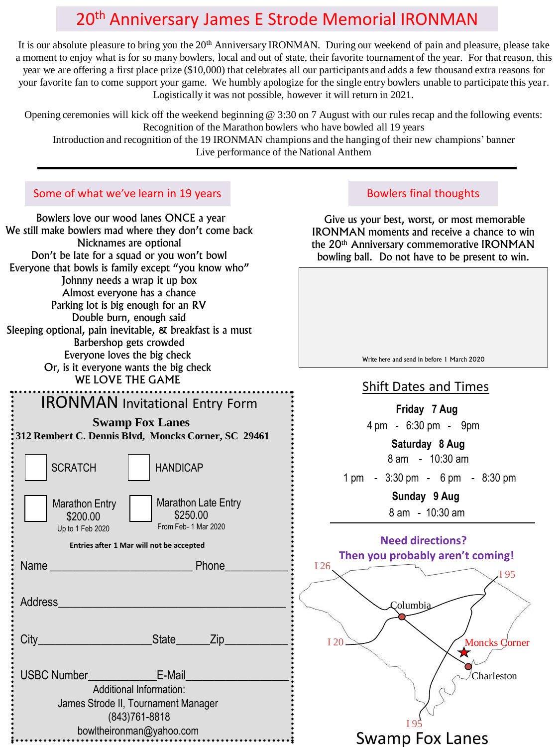# 20th Anniversary James E Strode Memorial IRONMAN

It is our absolute pleasure to bring you the 20th Anniversary IRONMAN. During our weekend of pain and pleasure, please take a moment to enjoy what is for so many bowlers, local and out of state, their favorite tournament of the year. For that reason, this year we are offering a first place prize ($10,000) that celebrates all our participants and adds a few thousand extra reasons for your favorite fan to come support your game. We humbly apologize for the single entry bowlers unable to participate this year. Logistically it was not possible, however it will return in 2021.

Opening ceremonies will kick off the weekend beginning @ 3:30 on 7 August with our rules recap and the following events:
Recognition of the Marathon bowlers who have bowled all 19 years
Introduction and recognition of the 19 IRONMAN champions and the hanging of their new champions' banner
Live performance of the National Anthem

---

## Some of what we've learn in 19 years

Bowlers love our wood lanes ONCE a year
We still make bowlers mad where they don't come back
Nicknames are optional
Don't be late for a squad or you won't bowl
Everyone that bowls is family except "you know who"
Johnny needs a wrap it up box
Almost everyone has a chance
Parking lot is big enough for an RV
Double burn, enough said
Sleeping optional, pain inevitable, & breakfast is a must
Barbershop gets crowded
Everyone loves the big check
Or, is it everyone wants the big check
WE LOVE THE GAME

## IRONMAN Invitational Entry Form

**Swamp Fox Lanes**
**312 Rembert C. Dennis Blvd, Moncks Corner, SC 29461**

☐ SCRATCH ☐ HANDICAP

☐ Marathon Entry $200.00 Up to 1 Feb 2020
☐ Marathon Late Entry $250.00 From Feb- 1 Mar 2020

**Entries after 1 Mar will not be accepted**

Name________________________ Phone__________

Address_________________________________________

City__________________State______Zip___________

USBC Number___________E-Mail_________________

Additional Information:
James Strode II, Tournament Manager
(843)761-8818
bowltheironman@yahoo.com

## Bowlers final thoughts

Give us your best, worst, or most memorable IRONMAN moments and receive a chance to win the 20th Anniversary commemorative IRONMAN bowling ball. Do not have to be present to win.

Write here and send in before 1 March 2020

## Shift Dates and Times

**Friday 7 Aug**
4 pm - 6:30 pm - 9pm

**Saturday 8 Aug**
8 am - 10:30 am
1 pm - 3:30 pm - 6 pm - 8:30 pm

**Sunday 9 Aug**
8 am - 10:30 am

---

**Need directions?**
**Then you probably aren't coming!**

I 26, I 95, Columbia, I 20, Moncks Corner, Charleston, I 95

Swamp Fox Lanes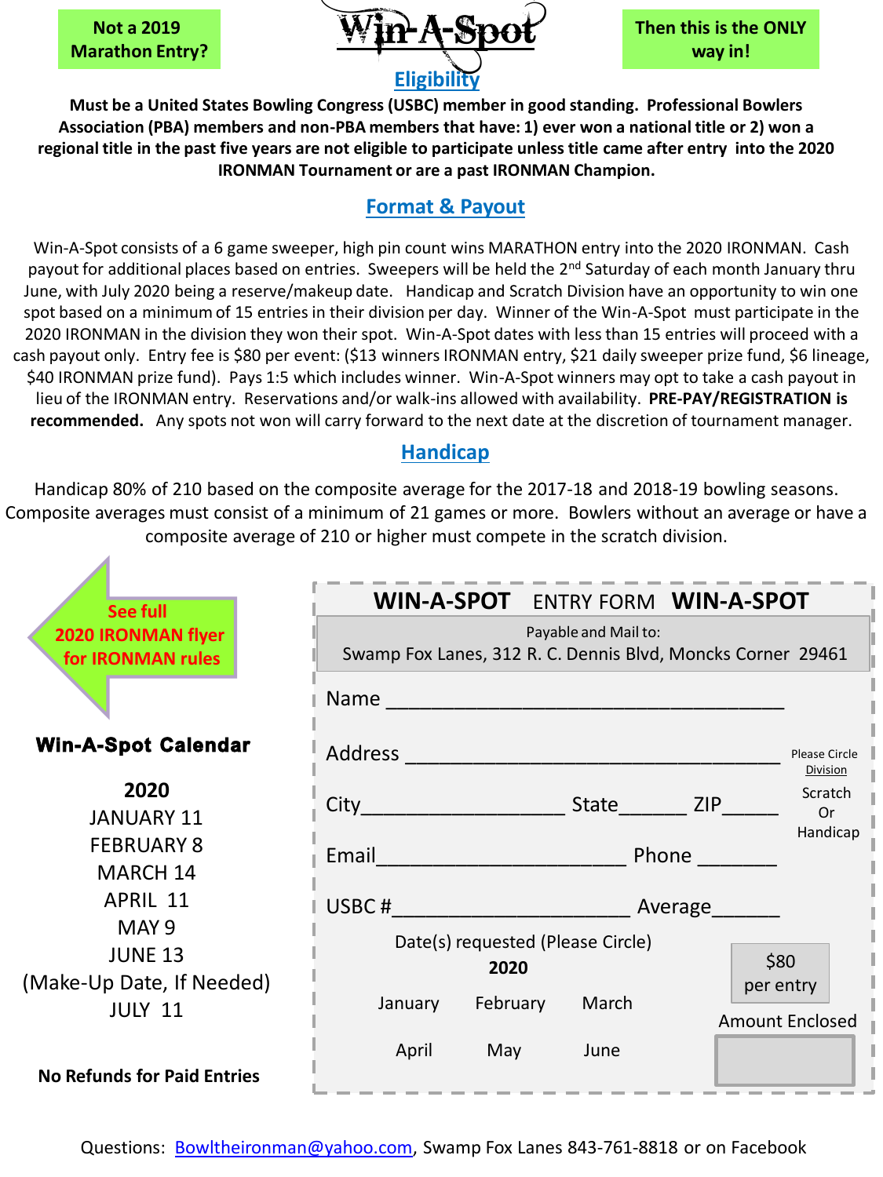**Not a 2019 Marathon Entry?**

# Win-A-Spot

**Then this is the ONLY way in!**

## Eligibility

**Must be a United States Bowling Congress (USBC) member in good standing. Professional Bowlers Association (PBA) members and non-PBA members that have: 1) ever won a national title or 2) won a regional title in the past five years are not eligible to participate unless title came after entry into the 2020 IRONMAN Tournament or are a past IRONMAN Champion.**

## Format & Payout

Win-A-Spot consists of a 6 game sweeper, high pin count wins MARATHON entry into the 2020 IRONMAN. Cash payout for additional places based on entries. Sweepers will be held the 2nd Saturday of each month January thru June, with July 2020 being a reserve/makeup date. Handicap and Scratch Division have an opportunity to win one spot based on a minimum of 15 entries in their division per day. Winner of the Win-A-Spot must participate in the 2020 IRONMAN in the division they won their spot. Win-A-Spot dates with less than 15 entries will proceed with a cash payout only. Entry fee is $80 per event: ($13 winners IRONMAN entry, $21 daily sweeper prize fund, $6 lineage, $40 IRONMAN prize fund). Pays 1:5 which includes winner. Win-A-Spot winners may opt to take a cash payout in lieu of the IRONMAN entry. Reservations and/or walk-ins allowed with availability. **PRE-PAY/REGISTRATION is recommended.** Any spots not won will carry forward to the next date at the discretion of tournament manager.

## Handicap

Handicap 80% of 210 based on the composite average for the 2017-18 and 2018-19 bowling seasons. Composite averages must consist of a minimum of 21 games or more. Bowlers without an average or have a composite average of 210 or higher must compete in the scratch division.

**See full 2020 IRONMAN flyer for IRONMAN rules**

### Win-A-Spot Calendar

**2020**
JANUARY 11
FEBRUARY 8
MARCH 14
APRIL 11
MAY 9
JUNE 13
(Make-Up Date, If Needed)
JULY 11

**No Refunds for Paid Entries**

### WIN-A-SPOT ENTRY FORM WIN-A-SPOT

Payable and Mail to:
Swamp Fox Lanes, 312 R. C. Dennis Blvd, Moncks Corner 29461

Name ________________________________

Address ________________________________

City__________________ State______ ZIP_____

Email______________________ Phone _______

USBC #_____________________ Average______

Please Circle Division: Scratch Or Handicap

Date(s) requested (Please Circle)

**2020**

January February March

April May June

$80 per entry

Amount Enclosed ________

Questions: Bowltheironman@yahoo.com, Swamp Fox Lanes 843-761-8818 or on Facebook